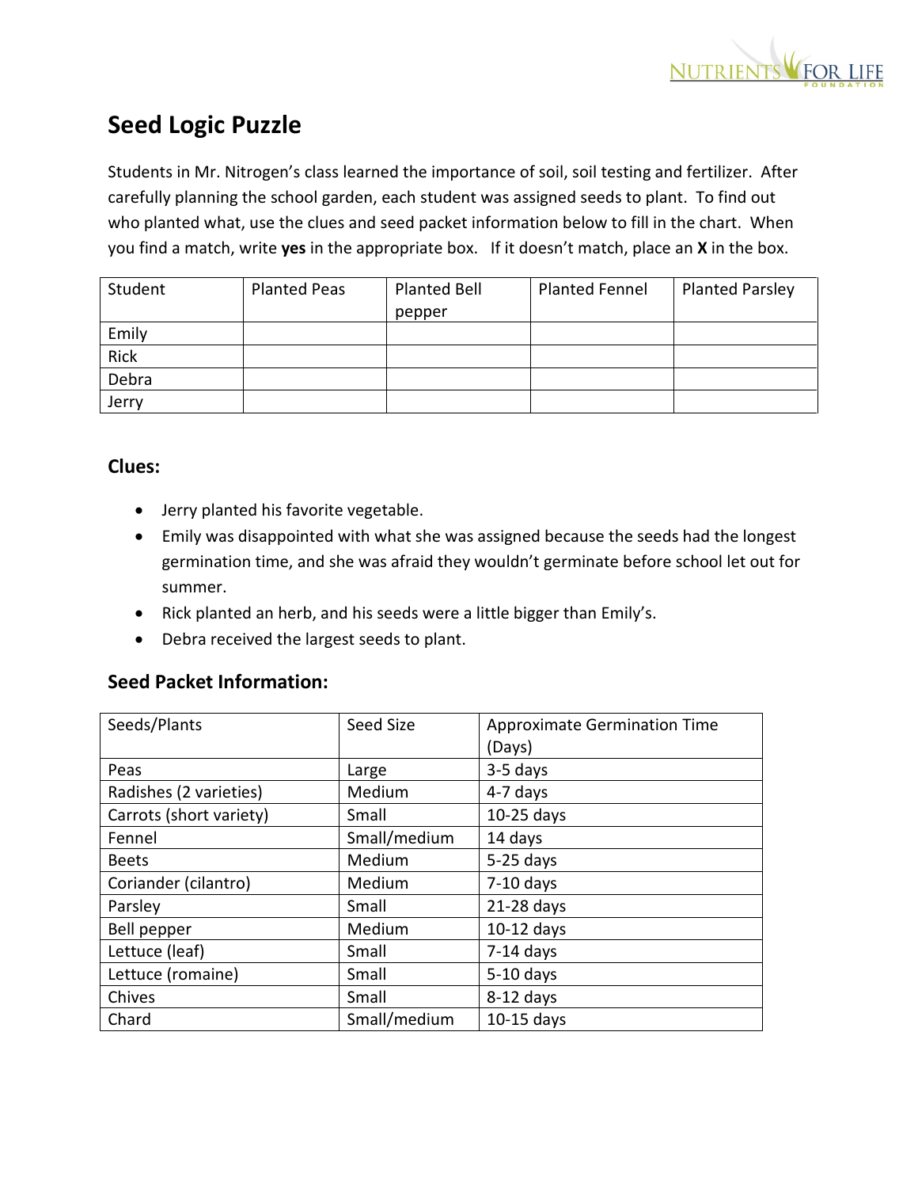# Seed Logic Puzzle

Students in Mr. Nitrogen's class learned the importance of soil, soil testing and fertilizer. After carefully planning the school garden, each student was assigned seeds to plant. To find out who planted what, use the clues and seed packet information below to fill in the chart. When you find a match, write **yes** in the appropriate box. If it doesn't match, place an **X** in the box.

| Student | Planted Peas | Planted Bell pepper | Planted Fennel | Planted Parsley |
|---|---|---|---|---|
| Emily | | | | |
| Rick | | | | |
| Debra | | | | |
| Jerry | | | | |

## Clues:

- Jerry planted his favorite vegetable.
- Emily was disappointed with what she was assigned because the seeds had the longest germination time, and she was afraid they wouldn't germinate before school let out for summer.
- Rick planted an herb, and his seeds were a little bigger than Emily's.
- Debra received the largest seeds to plant.

## Seed Packet Information:

| Seeds/Plants | Seed Size | Approximate Germination Time (Days) |
|---|---|---|
| Peas | Large | 3-5 days |
| Radishes (2 varieties) | Medium | 4-7 days |
| Carrots (short variety) | Small | 10-25 days |
| Fennel | Small/medium | 14 days |
| Beets | Medium | 5-25 days |
| Coriander (cilantro) | Medium | 7-10 days |
| Parsley | Small | 21-28 days |
| Bell pepper | Medium | 10-12 days |
| Lettuce (leaf) | Small | 7-14 days |
| Lettuce (romaine) | Small | 5-10 days |
| Chives | Small | 8-12 days |
| Chard | Small/medium | 10-15 days |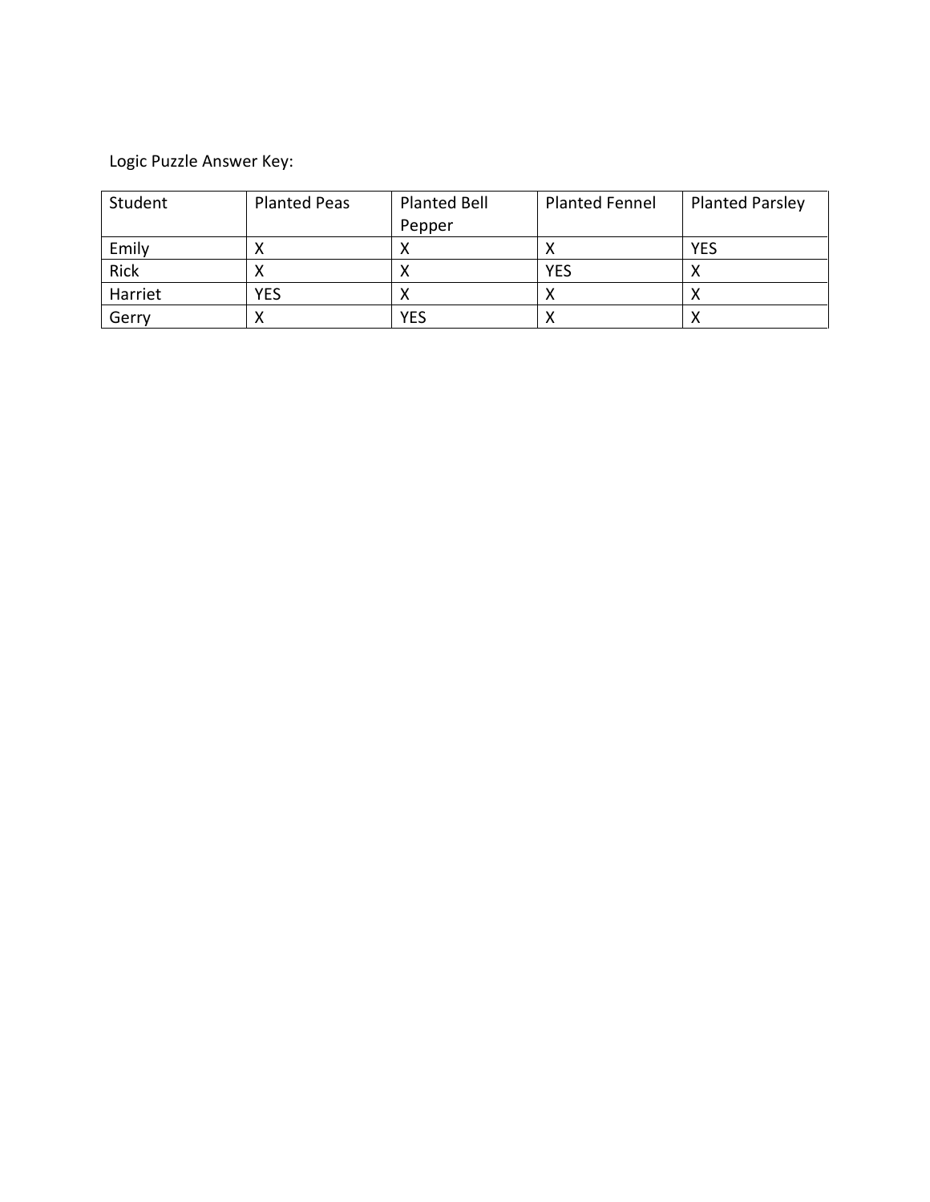Logic Puzzle Answer Key:

| Student | Planted Peas | Planted Bell Pepper | Planted Fennel | Planted Parsley |
|---|---|---|---|---|
| Emily | X | X | X | YES |
| Rick | X | X | YES | X |
| Harriet | YES | X | X | X |
| Gerry | X | YES | X | X |